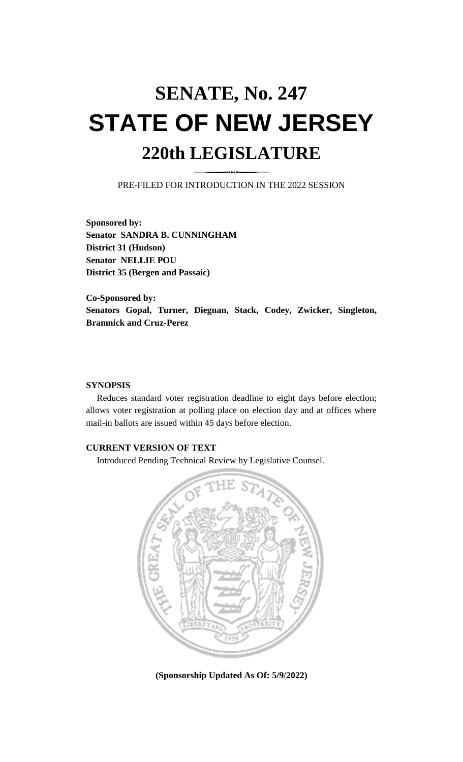# SENATE, No. 247

# STATE OF NEW JERSEY

## 220th LEGISLATURE

PRE-FILED FOR INTRODUCTION IN THE 2022 SESSION

**Sponsored by:**
**Senator SANDRA B. CUNNINGHAM**
**District 31 (Hudson)**
**Senator NELLIE POU**
**District 35 (Bergen and Passaic)**

**Co-Sponsored by:**
**Senators Gopal, Turner, Diegnan, Stack, Codey, Zwicker, Singleton, Bramnick and Cruz-Perez**

**SYNOPSIS**

Reduces standard voter registration deadline to eight days before election; allows voter registration at polling place on election day and at offices where mail-in ballots are issued within 45 days before election.

**CURRENT VERSION OF TEXT**

Introduced Pending Technical Review by Legislative Counsel.

**(Sponsorship Updated As Of: 5/9/2022)**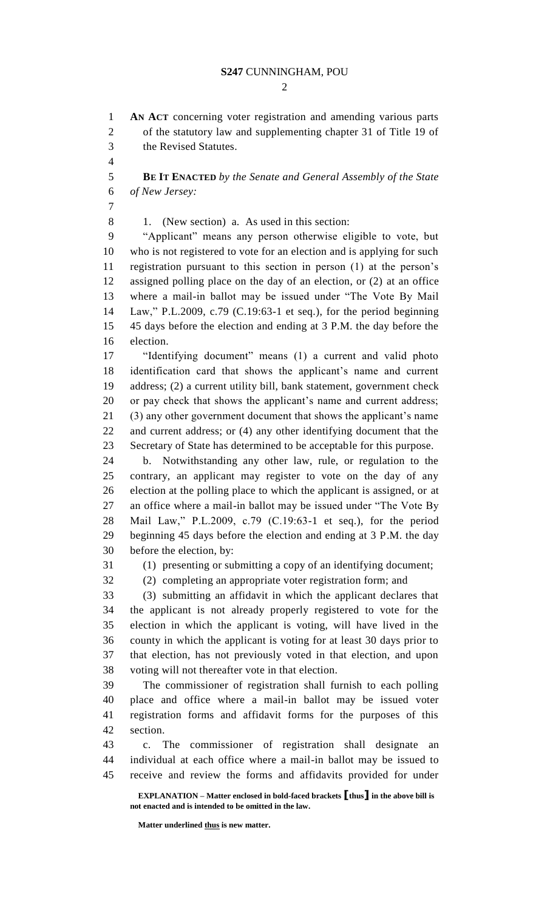**AN ACT** concerning voter registration and amending various parts of the statutory law and supplementing chapter 31 of Title 19 of the Revised Statutes.

**BE IT ENACTED** *by the Senate and General Assembly of the State of New Jersey:*

1. (New section) a. As used in this section:

"Applicant" means any person otherwise eligible to vote, but who is not registered to vote for an election and is applying for such registration pursuant to this section in person (1) at the person's assigned polling place on the day of an election, or (2) at an office where a mail-in ballot may be issued under "The Vote By Mail Law," P.L.2009, c.79 (C.19:63-1 et seq.), for the period beginning 45 days before the election and ending at 3 P.M. the day before the election.

"Identifying document" means (1) a current and valid photo identification card that shows the applicant's name and current address; (2) a current utility bill, bank statement, government check or pay check that shows the applicant's name and current address; (3) any other government document that shows the applicant's name and current address; or (4) any other identifying document that the Secretary of State has determined to be acceptable for this purpose.

b. Notwithstanding any other law, rule, or regulation to the contrary, an applicant may register to vote on the day of any election at the polling place to which the applicant is assigned, or at an office where a mail-in ballot may be issued under "The Vote By Mail Law," P.L.2009, c.79 (C.19:63-1 et seq.), for the period beginning 45 days before the election and ending at 3 P.M. the day before the election, by:

(1) presenting or submitting a copy of an identifying document;

(2) completing an appropriate voter registration form; and

(3) submitting an affidavit in which the applicant declares that the applicant is not already properly registered to vote for the election in which the applicant is voting, will have lived in the county in which the applicant is voting for at least 30 days prior to that election, has not previously voted in that election, and upon voting will not thereafter vote in that election.

The commissioner of registration shall furnish to each polling place and office where a mail-in ballot may be issued voter registration forms and affidavit forms for the purposes of this section.

c. The commissioner of registration shall designate an individual at each office where a mail-in ballot may be issued to receive and review the forms and affidavits provided for under

**EXPLANATION – Matter enclosed in bold-faced brackets [thus] in the above bill is not enacted and is intended to be omitted in the law.**

**Matter underlined thus is new matter.**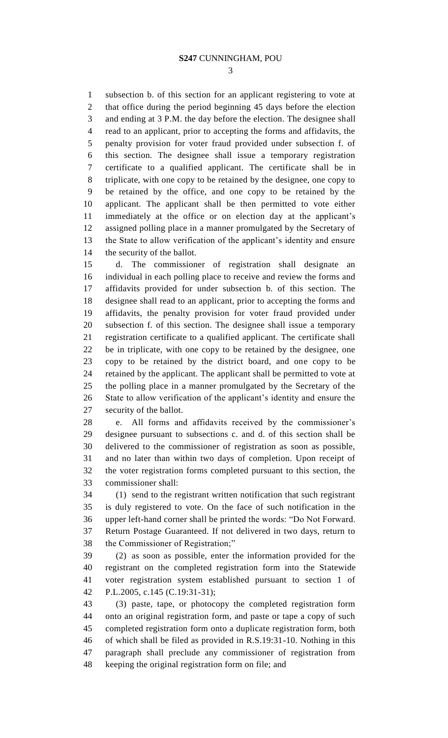subsection b. of this section for an applicant registering to vote at that office during the period beginning 45 days before the election and ending at 3 P.M. the day before the election. The designee shall read to an applicant, prior to accepting the forms and affidavits, the penalty provision for voter fraud provided under subsection f. of this section. The designee shall issue a temporary registration certificate to a qualified applicant. The certificate shall be in triplicate, with one copy to be retained by the designee, one copy to be retained by the office, and one copy to be retained by the applicant. The applicant shall be then permitted to vote either immediately at the office or on election day at the applicant's assigned polling place in a manner promulgated by the Secretary of the State to allow verification of the applicant's identity and ensure the security of the ballot.

d. The commissioner of registration shall designate an individual in each polling place to receive and review the forms and affidavits provided for under subsection b. of this section. The designee shall read to an applicant, prior to accepting the forms and affidavits, the penalty provision for voter fraud provided under subsection f. of this section. The designee shall issue a temporary registration certificate to a qualified applicant. The certificate shall be in triplicate, with one copy to be retained by the designee, one copy to be retained by the district board, and one copy to be retained by the applicant. The applicant shall be permitted to vote at the polling place in a manner promulgated by the Secretary of the State to allow verification of the applicant's identity and ensure the security of the ballot.

e. All forms and affidavits received by the commissioner's designee pursuant to subsections c. and d. of this section shall be delivered to the commissioner of registration as soon as possible, and no later than within two days of completion. Upon receipt of the voter registration forms completed pursuant to this section, the commissioner shall:

(1) send to the registrant written notification that such registrant is duly registered to vote. On the face of such notification in the upper left-hand corner shall be printed the words: "Do Not Forward. Return Postage Guaranteed. If not delivered in two days, return to the Commissioner of Registration;"

(2) as soon as possible, enter the information provided for the registrant on the completed registration form into the Statewide voter registration system established pursuant to section 1 of P.L.2005, c.145 (C.19:31-31);

(3) paste, tape, or photocopy the completed registration form onto an original registration form, and paste or tape a copy of such completed registration form onto a duplicate registration form, both of which shall be filed as provided in R.S.19:31-10. Nothing in this paragraph shall preclude any commissioner of registration from keeping the original registration form on file; and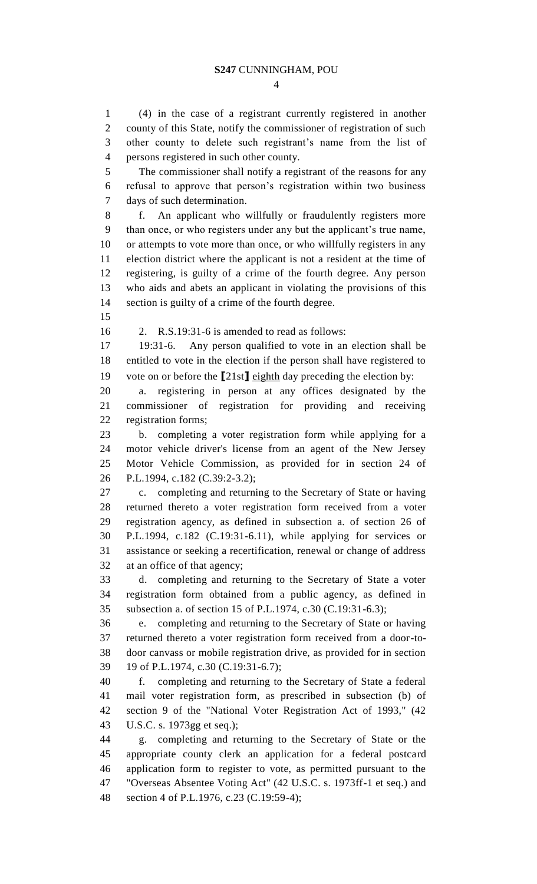(4) in the case of a registrant currently registered in another county of this State, notify the commissioner of registration of such other county to delete such registrant's name from the list of persons registered in such other county.

The commissioner shall notify a registrant of the reasons for any refusal to approve that person's registration within two business days of such determination.

f. An applicant who willfully or fraudulently registers more than once, or who registers under any but the applicant's true name, or attempts to vote more than once, or who willfully registers in any election district where the applicant is not a resident at the time of registering, is guilty of a crime of the fourth degree. Any person who aids and abets an applicant in violating the provisions of this section is guilty of a crime of the fourth degree.

2. R.S.19:31-6 is amended to read as follows:

19:31-6. Any person qualified to vote in an election shall be entitled to vote in the election if the person shall have registered to vote on or before the **[**21st**]** <u>eighth</u> day preceding the election by:

a. registering in person at any offices designated by the commissioner of registration for providing and receiving registration forms;

b. completing a voter registration form while applying for a motor vehicle driver's license from an agent of the New Jersey Motor Vehicle Commission, as provided for in section 24 of P.L.1994, c.182 (C.39:2-3.2);

c. completing and returning to the Secretary of State or having returned thereto a voter registration form received from a voter registration agency, as defined in subsection a. of section 26 of P.L.1994, c.182 (C.19:31-6.11), while applying for services or assistance or seeking a recertification, renewal or change of address at an office of that agency;

d. completing and returning to the Secretary of State a voter registration form obtained from a public agency, as defined in subsection a. of section 15 of P.L.1974, c.30 (C.19:31-6.3);

e. completing and returning to the Secretary of State or having returned thereto a voter registration form received from a door-to-door canvass or mobile registration drive, as provided for in section 19 of P.L.1974, c.30 (C.19:31-6.7);

f. completing and returning to the Secretary of State a federal mail voter registration form, as prescribed in subsection (b) of section 9 of the "National Voter Registration Act of 1993," (42 U.S.C. s. 1973gg et seq.);

g. completing and returning to the Secretary of State or the appropriate county clerk an application for a federal postcard application form to register to vote, as permitted pursuant to the "Overseas Absentee Voting Act" (42 U.S.C. s. 1973ff-1 et seq.) and section 4 of P.L.1976, c.23 (C.19:59-4);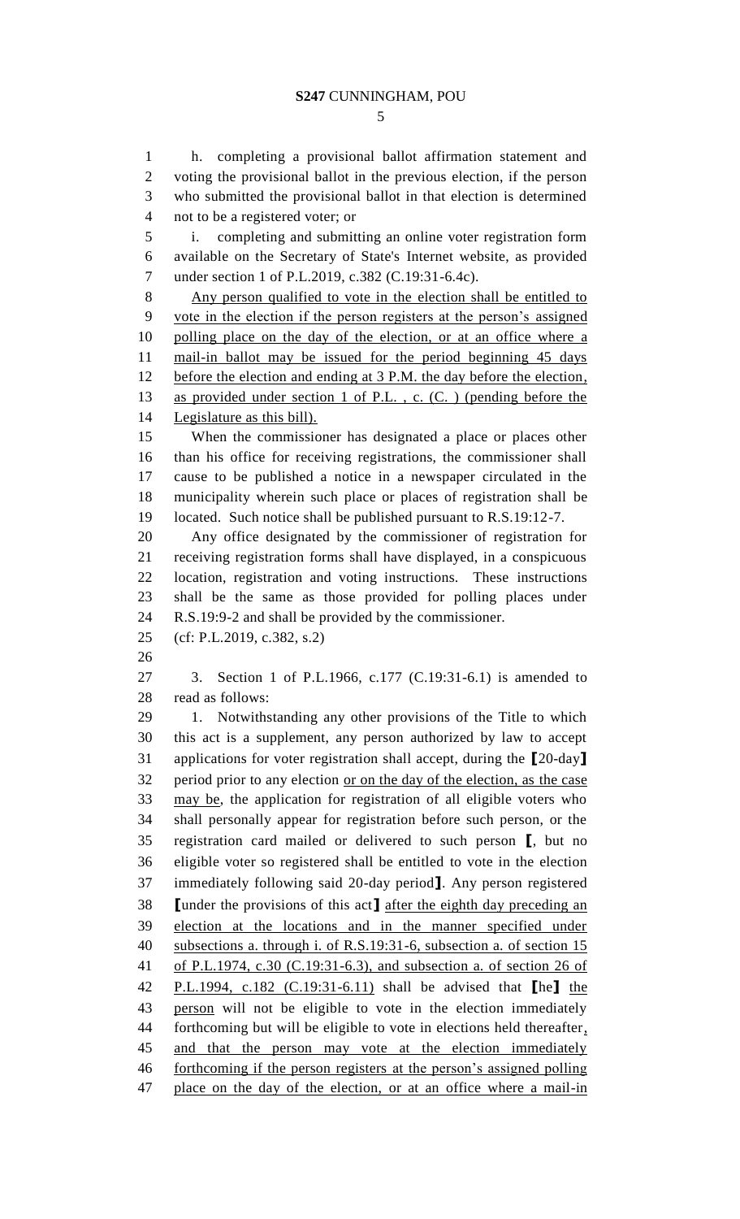h. completing a provisional ballot affirmation statement and voting the provisional ballot in the previous election, if the person who submitted the provisional ballot in that election is determined not to be a registered voter; or

i. completing and submitting an online voter registration form available on the Secretary of State's Internet website, as provided under section 1 of P.L.2019, c.382 (C.19:31-6.4c).

<u>Any person qualified to vote in the election shall be entitled to vote in the election if the person registers at the person's assigned polling place on the day of the election, or at an office where a mail-in ballot may be issued for the period beginning 45 days before the election and ending at 3 P.M. the day before the election, as provided under section 1 of P.L. , c. (C. ) (pending before the Legislature as this bill).</u>

When the commissioner has designated a place or places other than his office for receiving registrations, the commissioner shall cause to be published a notice in a newspaper circulated in the municipality wherein such place or places of registration shall be located. Such notice shall be published pursuant to R.S.19:12-7.

Any office designated by the commissioner of registration for receiving registration forms shall have displayed, in a conspicuous location, registration and voting instructions. These instructions shall be the same as those provided for polling places under R.S.19:9-2 and shall be provided by the commissioner.

(cf: P.L.2019, c.382, s.2)

3. Section 1 of P.L.1966, c.177 (C.19:31-6.1) is amended to read as follows:

1. Notwithstanding any other provisions of the Title to which this act is a supplement, any person authorized by law to accept applications for voter registration shall accept, during the **[**20-day**]** period prior to any election <u>or on the day of the election, as the case may be</u>, the application for registration of all eligible voters who shall personally appear for registration before such person, or the registration card mailed or delivered to such person **[**, but no eligible voter so registered shall be entitled to vote in the election immediately following said 20-day period**]**. Any person registered **[**under the provisions of this act**]** <u>after the eighth day preceding an election at the locations and in the manner specified under subsections a. through i. of R.S.19:31-6, subsection a. of section 15 of P.L.1974, c.30 (C.19:31-6.3), and subsection a. of section 26 of P.L.1994, c.182 (C.19:31-6.11)</u> shall be advised that **[**he**]** <u>the person</u> will not be eligible to vote in the election immediately forthcoming but will be eligible to vote in elections held thereafter<u>, and that the person may vote at the election immediately forthcoming if the person registers at the person's assigned polling place on the day of the election, or at an office where a mail-in</u>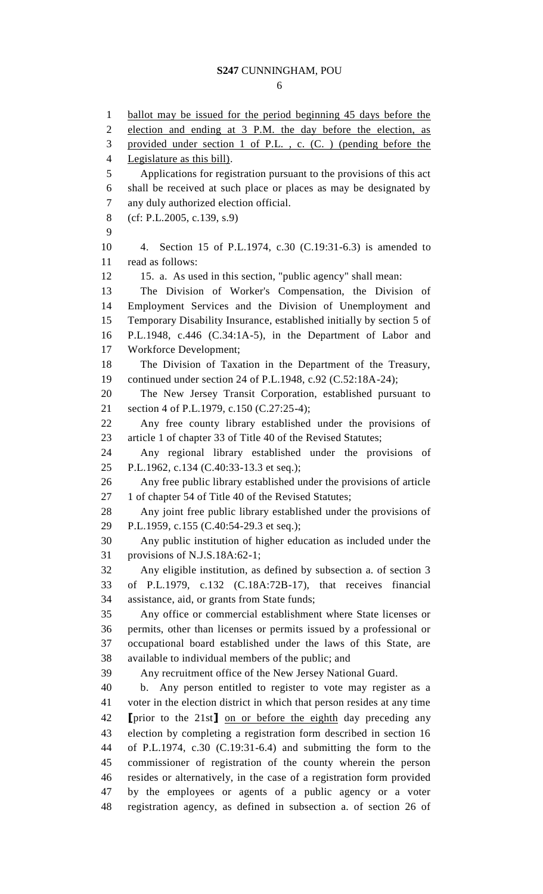ballot may be issued for the period beginning 45 days before the election and ending at 3 P.M. the day before the election, as provided under section 1 of P.L. , c. (C. ) (pending before the Legislature as this bill).

Applications for registration pursuant to the provisions of this act shall be received at such place or places as may be designated by any duly authorized election official.

(cf: P.L.2005, c.139, s.9)

4. Section 15 of P.L.1974, c.30 (C.19:31-6.3) is amended to read as follows:

15. a. As used in this section, "public agency" shall mean:

The Division of Worker's Compensation, the Division of Employment Services and the Division of Unemployment and Temporary Disability Insurance, established initially by section 5 of P.L.1948, c.446 (C.34:1A-5), in the Department of Labor and Workforce Development;

The Division of Taxation in the Department of the Treasury, continued under section 24 of P.L.1948, c.92 (C.52:18A-24);

The New Jersey Transit Corporation, established pursuant to section 4 of P.L.1979, c.150 (C.27:25-4);

Any free county library established under the provisions of article 1 of chapter 33 of Title 40 of the Revised Statutes;

Any regional library established under the provisions of P.L.1962, c.134 (C.40:33-13.3 et seq.);

Any free public library established under the provisions of article 1 of chapter 54 of Title 40 of the Revised Statutes;

Any joint free public library established under the provisions of P.L.1959, c.155 (C.40:54-29.3 et seq.);

Any public institution of higher education as included under the provisions of N.J.S.18A:62-1;

Any eligible institution, as defined by subsection a. of section 3 of P.L.1979, c.132 (C.18A:72B-17), that receives financial assistance, aid, or grants from State funds;

Any office or commercial establishment where State licenses or permits, other than licenses or permits issued by a professional or occupational board established under the laws of this State, are available to individual members of the public; and

Any recruitment office of the New Jersey National Guard.

b. Any person entitled to register to vote may register as a voter in the election district in which that person resides at any time [prior to the 21st] on or before the eighth day preceding any election by completing a registration form described in section 16 of P.L.1974, c.30 (C.19:31-6.4) and submitting the form to the commissioner of registration of the county wherein the person resides or alternatively, in the case of a registration form provided by the employees or agents of a public agency or a voter registration agency, as defined in subsection a. of section 26 of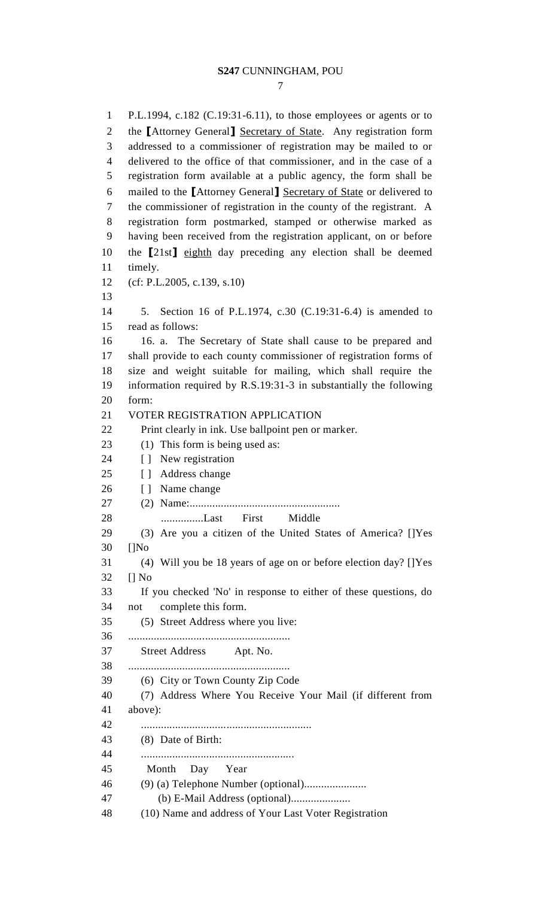P.L.1994, c.182 (C.19:31-6.11), to those employees or agents or to the ⟦Attorney General⟧ Secretary of State. Any registration form addressed to a commissioner of registration may be mailed to or delivered to the office of that commissioner, and in the case of a registration form available at a public agency, the form shall be mailed to the ⟦Attorney General⟧ Secretary of State or delivered to the commissioner of registration in the county of the registrant. A registration form postmarked, stamped or otherwise marked as having been received from the registration applicant, on or before the ⟦21st⟧ eighth day preceding any election shall be deemed timely.

(cf: P.L.2005, c.139, s.10)

5. Section 16 of P.L.1974, c.30 (C.19:31-6.4) is amended to read as follows:

16. a. The Secretary of State shall cause to be prepared and shall provide to each county commissioner of registration forms of size and weight suitable for mailing, which shall require the information required by R.S.19:31-3 in substantially the following form:

VOTER REGISTRATION APPLICATION

Print clearly in ink. Use ballpoint pen or marker.

(1) This form is being used as:

[ ] New registration

[ ] Address change

[ ] Name change

(2) Name:....................................................

...............Last First Middle

(3) Are you a citizen of the United States of America? []Yes []No

(4) Will you be 18 years of age on or before election day? []Yes [] No

If you checked 'No' in response to either of these questions, do not complete this form.

(5) Street Address where you live:

........................................................

Street Address Apt. No.

........................................................

(6) City or Town County Zip Code

(7) Address Where You Receive Your Mail (if different from above):

...........................................................

(8) Date of Birth:

.....................................................

Month Day Year

(9) (a) Telephone Number (optional)......................

(b) E-Mail Address (optional).....................

(10) Name and address of Your Last Voter Registration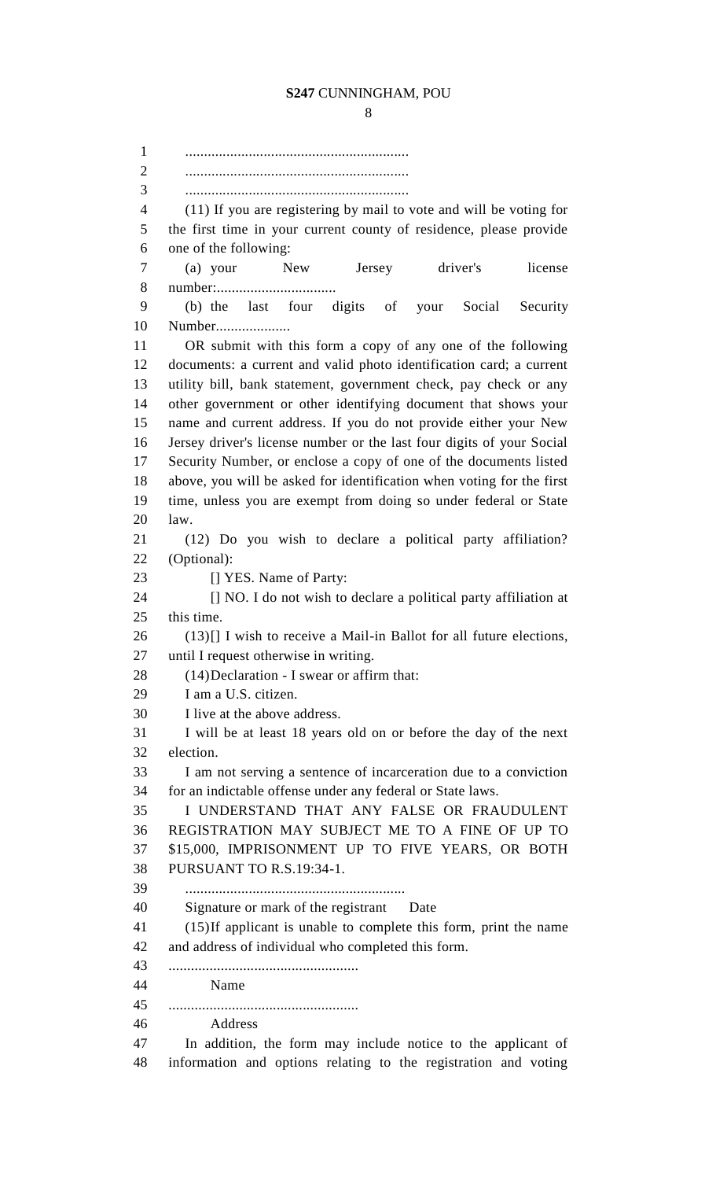............................................................

............................................................

............................................................

(11) If you are registering by mail to vote and will be voting for the first time in your current county of residence, please provide one of the following:

(a) your New Jersey driver's license number:................................

(b) the last four digits of your Social Security Number....................

OR submit with this form a copy of any one of the following documents: a current and valid photo identification card; a current utility bill, bank statement, government check, pay check or any other government or other identifying document that shows your name and current address. If you do not provide either your New Jersey driver's license number or the last four digits of your Social Security Number, or enclose a copy of one of the documents listed above, you will be asked for identification when voting for the first time, unless you are exempt from doing so under federal or State law.

(12) Do you wish to declare a political party affiliation? (Optional):

[] YES. Name of Party:

[] NO. I do not wish to declare a political party affiliation at this time.

(13)[] I wish to receive a Mail-in Ballot for all future elections, until I request otherwise in writing.

(14)Declaration - I swear or affirm that:

I am a U.S. citizen.

I live at the above address.

I will be at least 18 years old on or before the day of the next election.

I am not serving a sentence of incarceration due to a conviction for an indictable offense under any federal or State laws.

I UNDERSTAND THAT ANY FALSE OR FRAUDULENT REGISTRATION MAY SUBJECT ME TO A FINE OF UP TO $15,000, IMPRISONMENT UP TO FIVE YEARS, OR BOTH PURSUANT TO R.S.19:34-1.

...........................................................

Signature or mark of the registrant     Date

(15)If applicant is unable to complete this form, print the name and address of individual who completed this form.

..................................................

Name

..................................................

Address

In addition, the form may include notice to the applicant of information and options relating to the registration and voting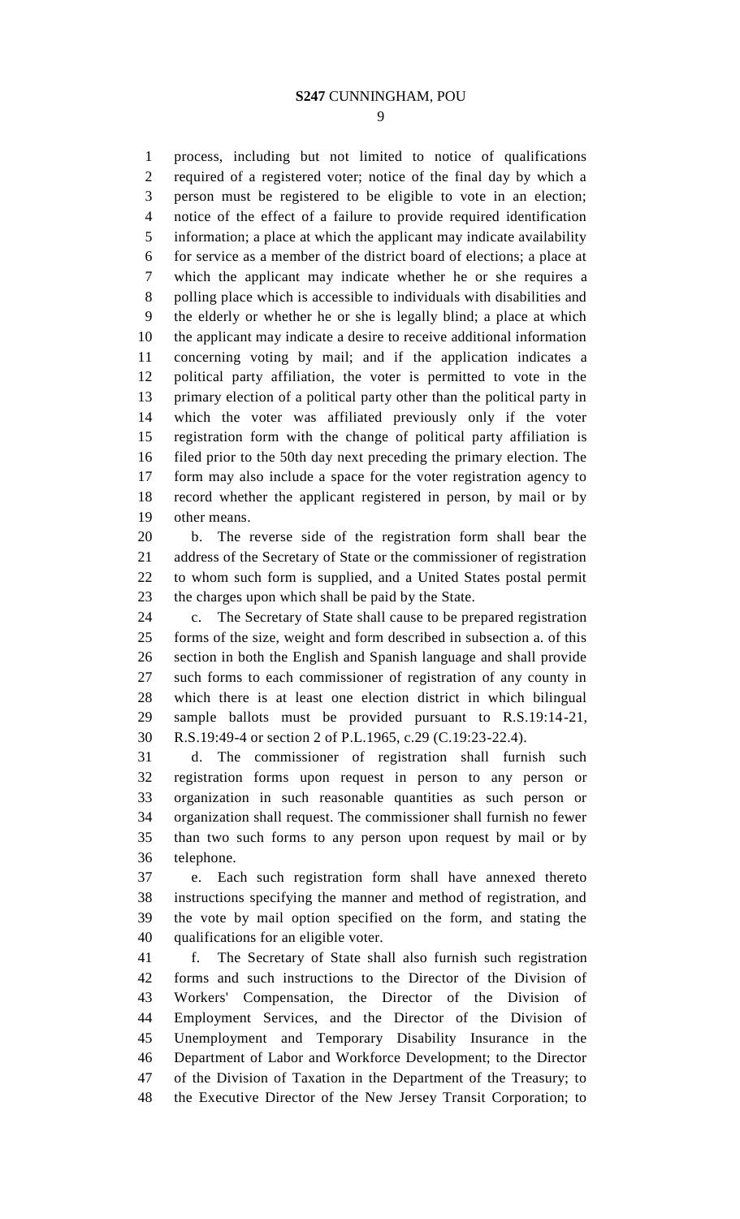process, including but not limited to notice of qualifications required of a registered voter; notice of the final day by which a person must be registered to be eligible to vote in an election; notice of the effect of a failure to provide required identification information; a place at which the applicant may indicate availability for service as a member of the district board of elections; a place at which the applicant may indicate whether he or she requires a polling place which is accessible to individuals with disabilities and the elderly or whether he or she is legally blind; a place at which the applicant may indicate a desire to receive additional information concerning voting by mail; and if the application indicates a political party affiliation, the voter is permitted to vote in the primary election of a political party other than the political party in which the voter was affiliated previously only if the voter registration form with the change of political party affiliation is filed prior to the 50th day next preceding the primary election. The form may also include a space for the voter registration agency to record whether the applicant registered in person, by mail or by other means.

b. The reverse side of the registration form shall bear the address of the Secretary of State or the commissioner of registration to whom such form is supplied, and a United States postal permit the charges upon which shall be paid by the State.

c. The Secretary of State shall cause to be prepared registration forms of the size, weight and form described in subsection a. of this section in both the English and Spanish language and shall provide such forms to each commissioner of registration of any county in which there is at least one election district in which bilingual sample ballots must be provided pursuant to R.S.19:14-21, R.S.19:49-4 or section 2 of P.L.1965, c.29 (C.19:23-22.4).

d. The commissioner of registration shall furnish such registration forms upon request in person to any person or organization in such reasonable quantities as such person or organization shall request. The commissioner shall furnish no fewer than two such forms to any person upon request by mail or by telephone.

e. Each such registration form shall have annexed thereto instructions specifying the manner and method of registration, and the vote by mail option specified on the form, and stating the qualifications for an eligible voter.

f. The Secretary of State shall also furnish such registration forms and such instructions to the Director of the Division of Workers' Compensation, the Director of the Division of Employment Services, and the Director of the Division of Unemployment and Temporary Disability Insurance in the Department of Labor and Workforce Development; to the Director of the Division of Taxation in the Department of the Treasury; to the Executive Director of the New Jersey Transit Corporation; to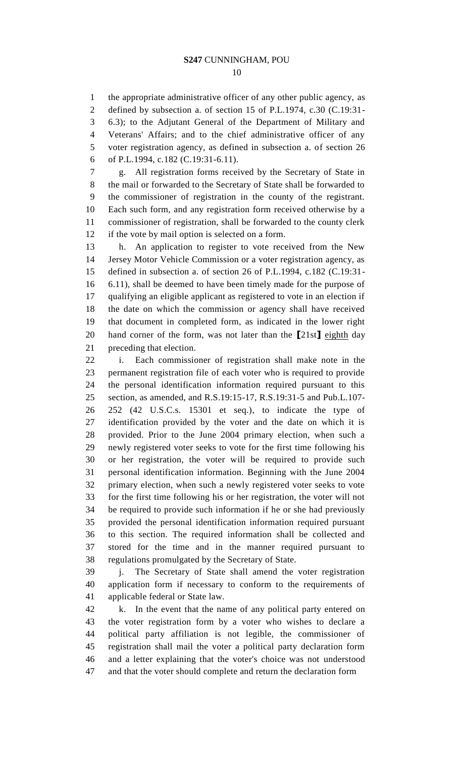the appropriate administrative officer of any other public agency, as defined by subsection a. of section 15 of P.L.1974, c.30 (C.19:31-6.3); to the Adjutant General of the Department of Military and Veterans' Affairs; and to the chief administrative officer of any voter registration agency, as defined in subsection a. of section 26 of P.L.1994, c.182 (C.19:31-6.11).

g. All registration forms received by the Secretary of State in the mail or forwarded to the Secretary of State shall be forwarded to the commissioner of registration in the county of the registrant. Each such form, and any registration form received otherwise by a commissioner of registration, shall be forwarded to the county clerk if the vote by mail option is selected on a form.

h. An application to register to vote received from the New Jersey Motor Vehicle Commission or a voter registration agency, as defined in subsection a. of section 26 of P.L.1994, c.182 (C.19:31-6.11), shall be deemed to have been timely made for the purpose of qualifying an eligible applicant as registered to vote in an election if the date on which the commission or agency shall have received that document in completed form, as indicated in the lower right hand corner of the form, was not later than the [21st] <u>eighth</u> day preceding that election.

i. Each commissioner of registration shall make note in the permanent registration file of each voter who is required to provide the personal identification information required pursuant to this section, as amended, and R.S.19:15-17, R.S.19:31-5 and Pub.L.107-252 (42 U.S.C.s. 15301 et seq.), to indicate the type of identification provided by the voter and the date on which it is provided. Prior to the June 2004 primary election, when such a newly registered voter seeks to vote for the first time following his or her registration, the voter will be required to provide such personal identification information. Beginning with the June 2004 primary election, when such a newly registered voter seeks to vote for the first time following his or her registration, the voter will not be required to provide such information if he or she had previously provided the personal identification information required pursuant to this section. The required information shall be collected and stored for the time and in the manner required pursuant to regulations promulgated by the Secretary of State.

j. The Secretary of State shall amend the voter registration application form if necessary to conform to the requirements of applicable federal or State law.

k. In the event that the name of any political party entered on the voter registration form by a voter who wishes to declare a political party affiliation is not legible, the commissioner of registration shall mail the voter a political party declaration form and a letter explaining that the voter's choice was not understood and that the voter should complete and return the declaration form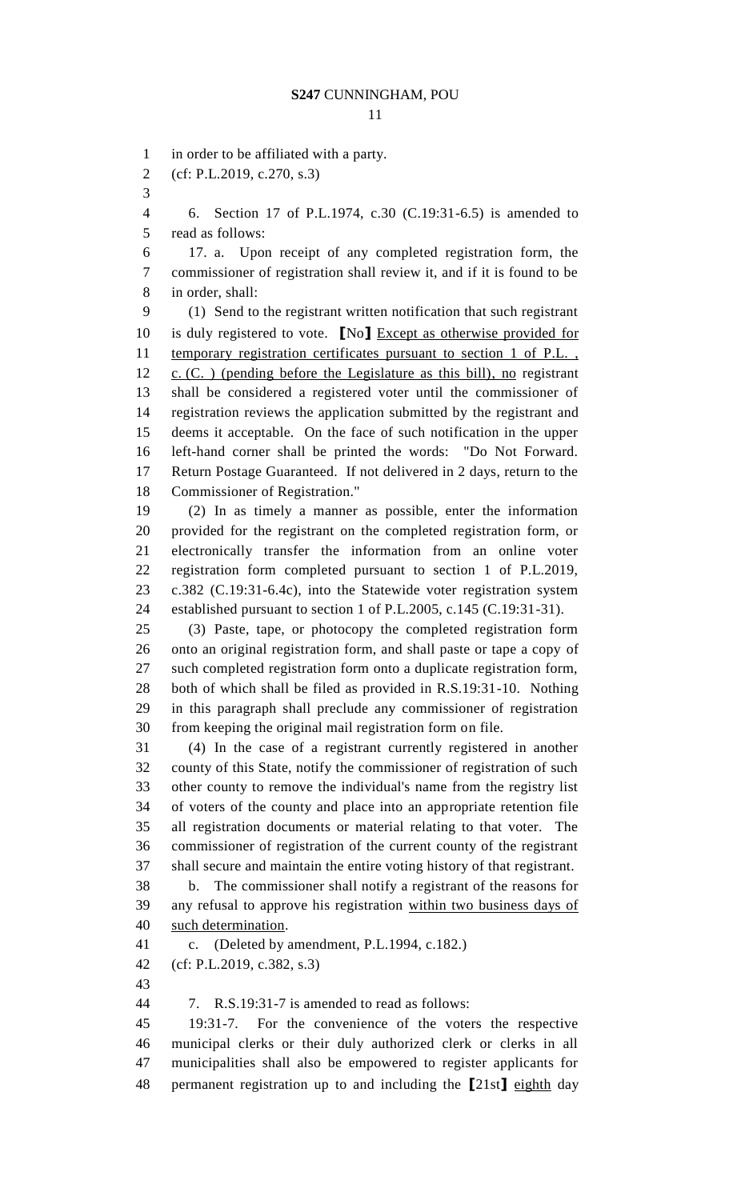in order to be affiliated with a party.

(cf: P.L.2019, c.270, s.3)

6. Section 17 of P.L.1974, c.30 (C.19:31-6.5) is amended to read as follows:

17. a. Upon receipt of any completed registration form, the commissioner of registration shall review it, and if it is found to be in order, shall:

(1) Send to the registrant written notification that such registrant is duly registered to vote. [No] Except as otherwise provided for temporary registration certificates pursuant to section 1 of P.L. , c. (C. ) (pending before the Legislature as this bill), no registrant shall be considered a registered voter until the commissioner of registration reviews the application submitted by the registrant and deems it acceptable. On the face of such notification in the upper left-hand corner shall be printed the words: "Do Not Forward. Return Postage Guaranteed. If not delivered in 2 days, return to the Commissioner of Registration."

(2) In as timely a manner as possible, enter the information provided for the registrant on the completed registration form, or electronically transfer the information from an online voter registration form completed pursuant to section 1 of P.L.2019, c.382 (C.19:31-6.4c), into the Statewide voter registration system established pursuant to section 1 of P.L.2005, c.145 (C.19:31-31).

(3) Paste, tape, or photocopy the completed registration form onto an original registration form, and shall paste or tape a copy of such completed registration form onto a duplicate registration form, both of which shall be filed as provided in R.S.19:31-10. Nothing in this paragraph shall preclude any commissioner of registration from keeping the original mail registration form on file.

(4) In the case of a registrant currently registered in another county of this State, notify the commissioner of registration of such other county to remove the individual's name from the registry list of voters of the county and place into an appropriate retention file all registration documents or material relating to that voter. The commissioner of registration of the current county of the registrant shall secure and maintain the entire voting history of that registrant.

b. The commissioner shall notify a registrant of the reasons for any refusal to approve his registration within two business days of such determination.

c. (Deleted by amendment, P.L.1994, c.182.)

(cf: P.L.2019, c.382, s.3)

7. R.S.19:31-7 is amended to read as follows:

19:31-7. For the convenience of the voters the respective municipal clerks or their duly authorized clerk or clerks in all municipalities shall also be empowered to register applicants for permanent registration up to and including the [21st] eighth day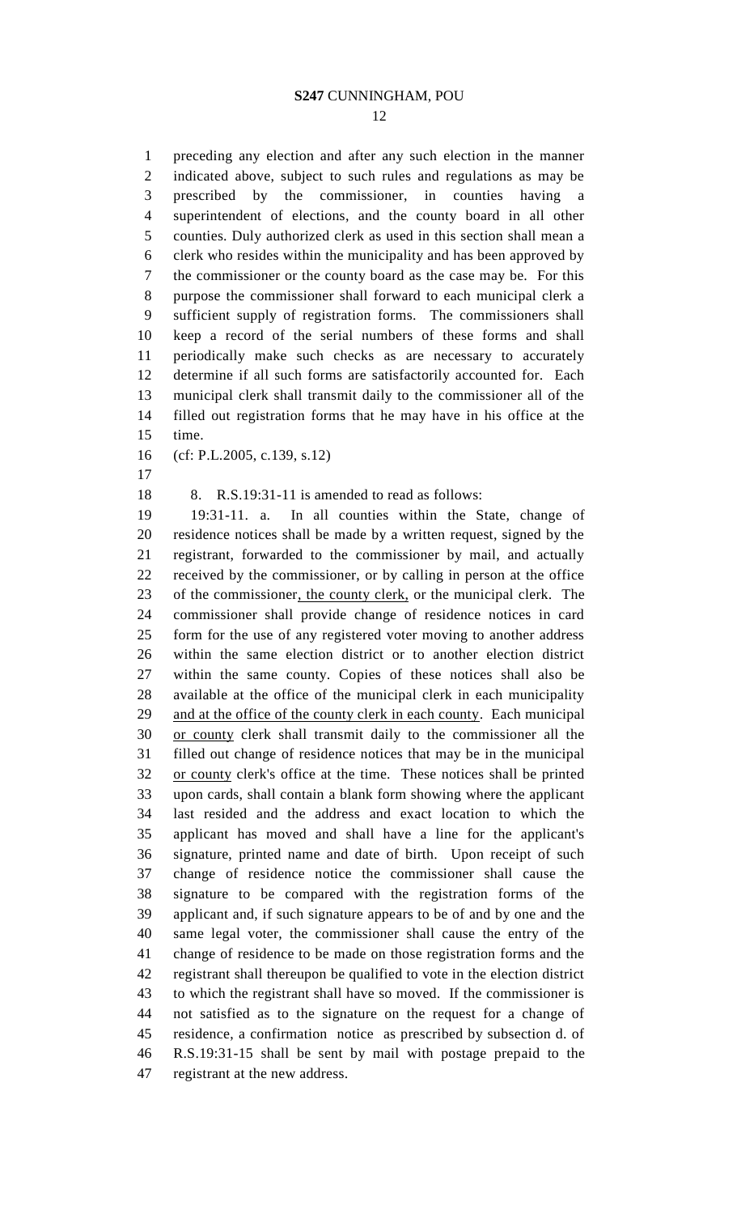preceding any election and after any such election in the manner indicated above, subject to such rules and regulations as may be prescribed by the commissioner, in counties having a superintendent of elections, and the county board in all other counties. Duly authorized clerk as used in this section shall mean a clerk who resides within the municipality and has been approved by the commissioner or the county board as the case may be. For this purpose the commissioner shall forward to each municipal clerk a sufficient supply of registration forms. The commissioners shall keep a record of the serial numbers of these forms and shall periodically make such checks as are necessary to accurately determine if all such forms are satisfactorily accounted for. Each municipal clerk shall transmit daily to the commissioner all of the filled out registration forms that he may have in his office at the time.

(cf: P.L.2005, c.139, s.12)

8. R.S.19:31-11 is amended to read as follows:

19:31-11. a. In all counties within the State, change of residence notices shall be made by a written request, signed by the registrant, forwarded to the commissioner by mail, and actually received by the commissioner, or by calling in person at the office of the commissioner<u>, the county clerk,</u> or the municipal clerk. The commissioner shall provide change of residence notices in card form for the use of any registered voter moving to another address within the same election district or to another election district within the same county. Copies of these notices shall also be available at the office of the municipal clerk in each municipality <u>and at the office of the county clerk in each county</u>. Each municipal <u>or county</u> clerk shall transmit daily to the commissioner all the filled out change of residence notices that may be in the municipal <u>or county</u> clerk's office at the time. These notices shall be printed upon cards, shall contain a blank form showing where the applicant last resided and the address and exact location to which the applicant has moved and shall have a line for the applicant's signature, printed name and date of birth. Upon receipt of such change of residence notice the commissioner shall cause the signature to be compared with the registration forms of the applicant and, if such signature appears to be of and by one and the same legal voter, the commissioner shall cause the entry of the change of residence to be made on those registration forms and the registrant shall thereupon be qualified to vote in the election district to which the registrant shall have so moved. If the commissioner is not satisfied as to the signature on the request for a change of residence, a confirmation notice as prescribed by subsection d. of R.S.19:31-15 shall be sent by mail with postage prepaid to the registrant at the new address.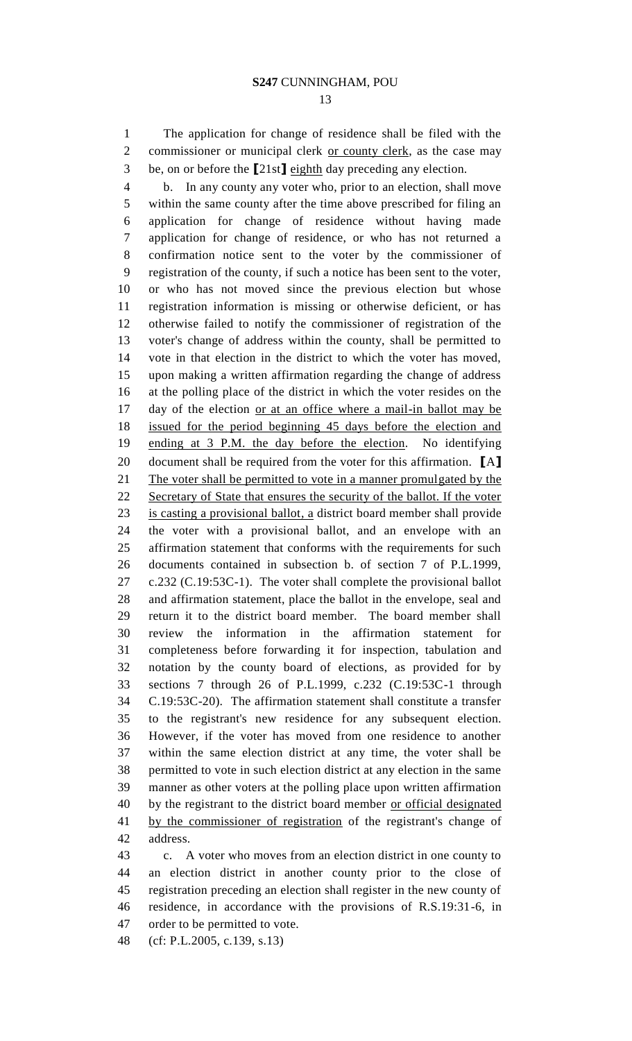The application for change of residence shall be filed with the commissioner or municipal clerk <u>or county clerk</u>, as the case may be, on or before the ⟦21st⟧ <u>eighth</u> day preceding any election.

b. In any county any voter who, prior to an election, shall move within the same county after the time above prescribed for filing an application for change of residence without having made application for change of residence, or who has not returned a confirmation notice sent to the voter by the commissioner of registration of the county, if such a notice has been sent to the voter, or who has not moved since the previous election but whose registration information is missing or otherwise deficient, or has otherwise failed to notify the commissioner of registration of the voter's change of address within the county, shall be permitted to vote in that election in the district to which the voter has moved, upon making a written affirmation regarding the change of address at the polling place of the district in which the voter resides on the day of the election <u>or at an office where a mail-in ballot may be issued for the period beginning 45 days before the election and ending at 3 P.M. the day before the election</u>. No identifying document shall be required from the voter for this affirmation. ⟦A⟧ <u>The voter shall be permitted to vote in a manner promulgated by the Secretary of State that ensures the security of the ballot. If the voter is casting a provisional ballot, a</u> district board member shall provide the voter with a provisional ballot, and an envelope with an affirmation statement that conforms with the requirements for such documents contained in subsection b. of section 7 of P.L.1999, c.232 (C.19:53C-1). The voter shall complete the provisional ballot and affirmation statement, place the ballot in the envelope, seal and return it to the district board member. The board member shall review the information in the affirmation statement for completeness before forwarding it for inspection, tabulation and notation by the county board of elections, as provided for by sections 7 through 26 of P.L.1999, c.232 (C.19:53C-1 through C.19:53C-20). The affirmation statement shall constitute a transfer to the registrant's new residence for any subsequent election. However, if the voter has moved from one residence to another within the same election district at any time, the voter shall be permitted to vote in such election district at any election in the same manner as other voters at the polling place upon written affirmation by the registrant to the district board member <u>or official designated by the commissioner of registration</u> of the registrant's change of address.

c. A voter who moves from an election district in one county to an election district in another county prior to the close of registration preceding an election shall register in the new county of residence, in accordance with the provisions of R.S.19:31-6, in order to be permitted to vote.

(cf: P.L.2005, c.139, s.13)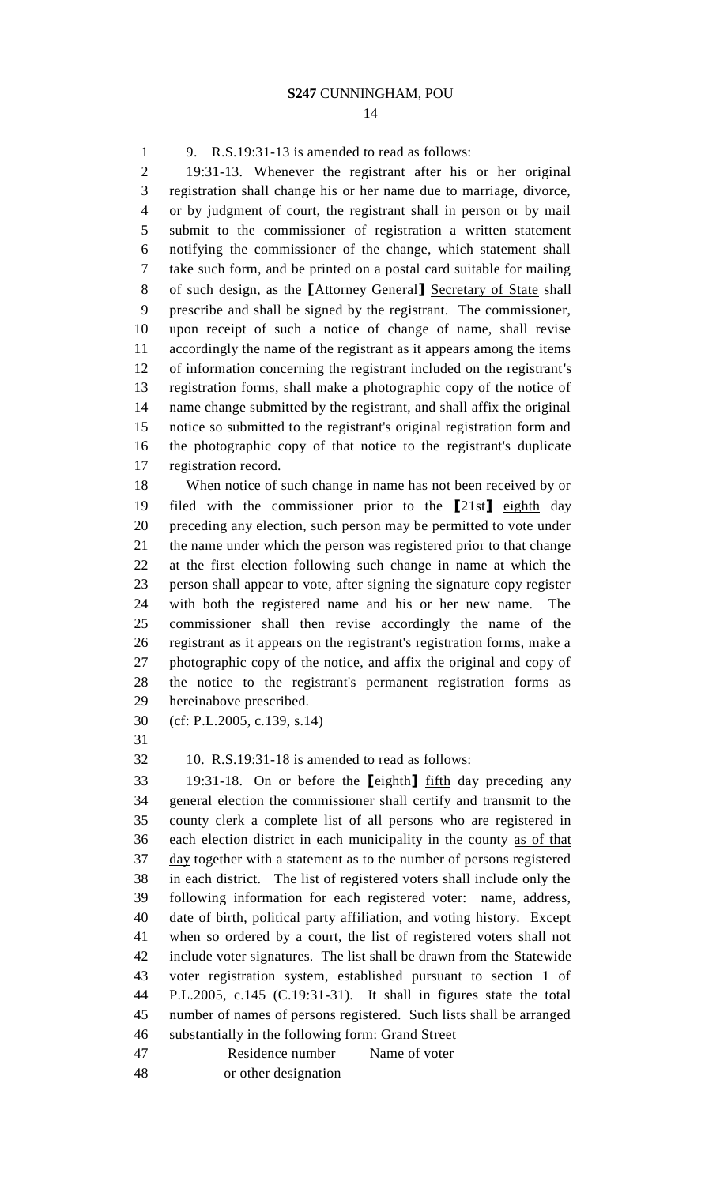9. R.S.19:31-13 is amended to read as follows:

19:31-13. Whenever the registrant after his or her original registration shall change his or her name due to marriage, divorce, or by judgment of court, the registrant shall in person or by mail submit to the commissioner of registration a written statement notifying the commissioner of the change, which statement shall take such form, and be printed on a postal card suitable for mailing of such design, as the [Attorney General] <u>Secretary of State</u> shall prescribe and shall be signed by the registrant. The commissioner, upon receipt of such a notice of change of name, shall revise accordingly the name of the registrant as it appears among the items of information concerning the registrant included on the registrant's registration forms, shall make a photographic copy of the notice of name change submitted by the registrant, and shall affix the original notice so submitted to the registrant's original registration form and the photographic copy of that notice to the registrant's duplicate registration record.

When notice of such change in name has not been received by or filed with the commissioner prior to the [21st] <u>eighth</u> day preceding any election, such person may be permitted to vote under the name under which the person was registered prior to that change at the first election following such change in name at which the person shall appear to vote, after signing the signature copy register with both the registered name and his or her new name. The commissioner shall then revise accordingly the name of the registrant as it appears on the registrant's registration forms, make a photographic copy of the notice, and affix the original and copy of the notice to the registrant's permanent registration forms as hereinabove prescribed.

(cf: P.L.2005, c.139, s.14)

10. R.S.19:31-18 is amended to read as follows:

19:31-18. On or before the [eighth] <u>fifth</u> day preceding any general election the commissioner shall certify and transmit to the county clerk a complete list of all persons who are registered in each election district in each municipality in the county <u>as of that day</u> together with a statement as to the number of persons registered in each district. The list of registered voters shall include only the following information for each registered voter: name, address, date of birth, political party affiliation, and voting history. Except when so ordered by a court, the list of registered voters shall not include voter signatures. The list shall be drawn from the Statewide voter registration system, established pursuant to section 1 of P.L.2005, c.145 (C.19:31-31). It shall in figures state the total number of names of persons registered. Such lists shall be arranged substantially in the following form: Grand Street

| Residence number or other designation | Name of voter |
|---|---|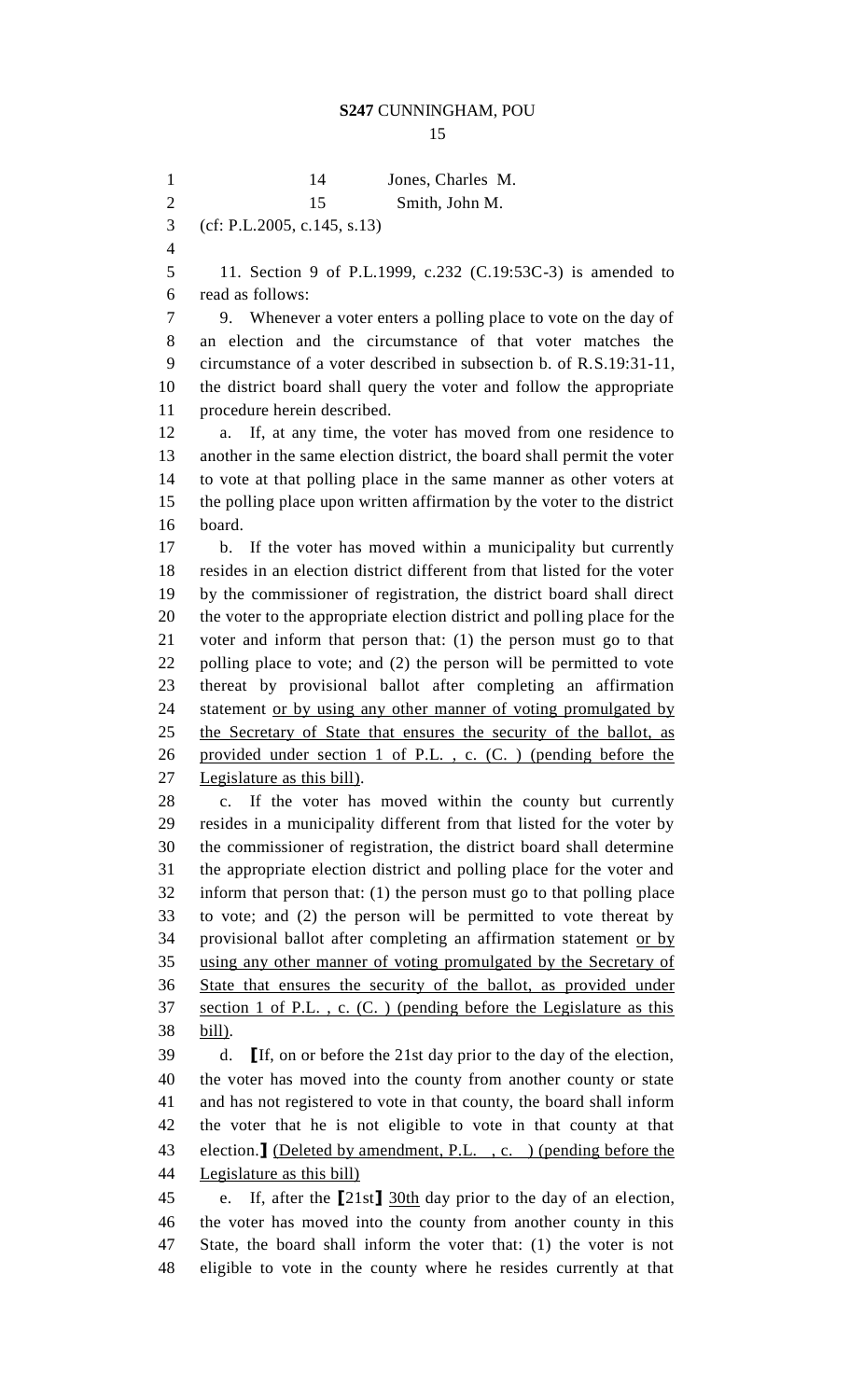14 Jones, Charles M.
15 Smith, John M.

(cf: P.L.2005, c.145, s.13)

11. Section 9 of P.L.1999, c.232 (C.19:53C-3) is amended to read as follows:

9. Whenever a voter enters a polling place to vote on the day of an election and the circumstance of that voter matches the circumstance of a voter described in subsection b. of R.S.19:31-11, the district board shall query the voter and follow the appropriate procedure herein described.

a. If, at any time, the voter has moved from one residence to another in the same election district, the board shall permit the voter to vote at that polling place in the same manner as other voters at the polling place upon written affirmation by the voter to the district board.

b. If the voter has moved within a municipality but currently resides in an election district different from that listed for the voter by the commissioner of registration, the district board shall direct the voter to the appropriate election district and polling place for the voter and inform that person that: (1) the person must go to that polling place to vote; and (2) the person will be permitted to vote thereat by provisional ballot after completing an affirmation statement <u>or by using any other manner of voting promulgated by the Secretary of State that ensures the security of the ballot, as provided under section 1 of P.L. , c. (C. ) (pending before the Legislature as this bill)</u>.

c. If the voter has moved within the county but currently resides in a municipality different from that listed for the voter by the commissioner of registration, the district board shall determine the appropriate election district and polling place for the voter and inform that person that: (1) the person must go to that polling place to vote; and (2) the person will be permitted to vote thereat by provisional ballot after completing an affirmation statement <u>or by using any other manner of voting promulgated by the Secretary of State that ensures the security of the ballot, as provided under section 1 of P.L. , c. (C. ) (pending before the Legislature as this bill)</u>.

d. ⟦If, on or before the 21st day prior to the day of the election, the voter has moved into the county from another county or state and has not registered to vote in that county, the board shall inform the voter that he is not eligible to vote in that county at that election.⟧ <u>(Deleted by amendment, P.L. , c. ) (pending before the Legislature as this bill)</u>

e. If, after the ⟦21st⟧ <u>30th</u> day prior to the day of an election, the voter has moved into the county from another county in this State, the board shall inform the voter that: (1) the voter is not eligible to vote in the county where he resides currently at that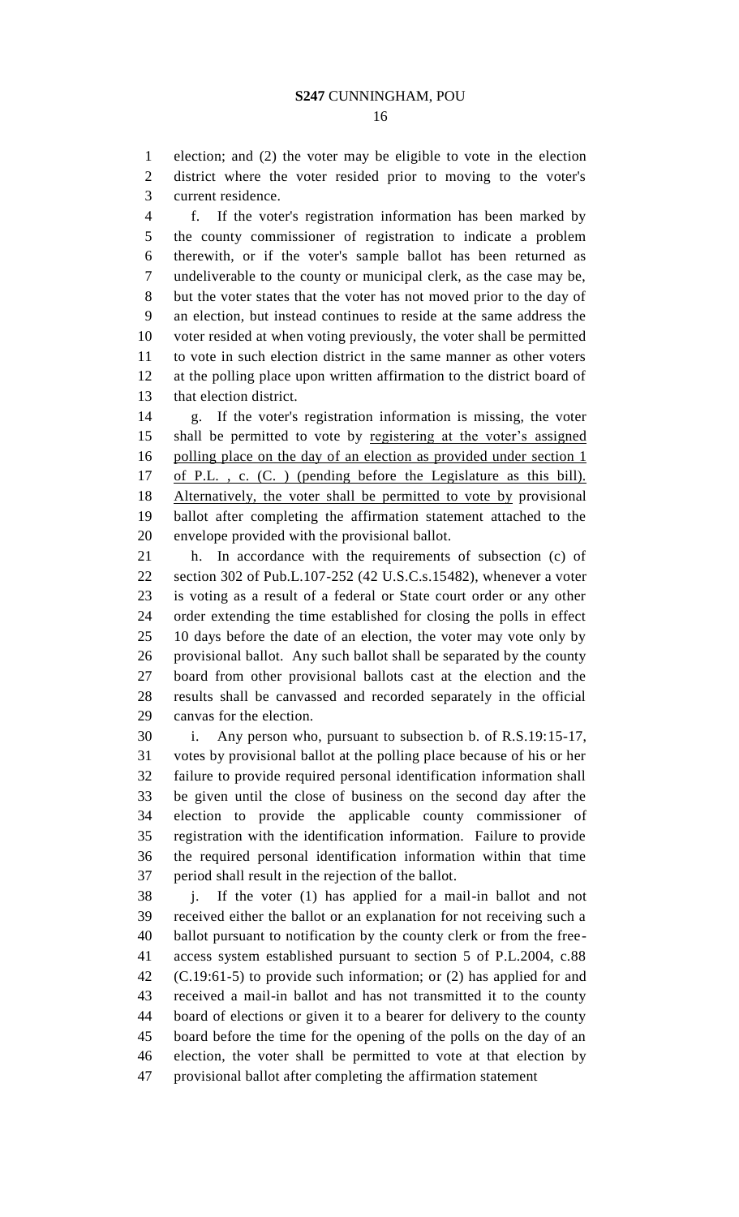election; and (2) the voter may be eligible to vote in the election district where the voter resided prior to moving to the voter's current residence.

f. If the voter's registration information has been marked by the county commissioner of registration to indicate a problem therewith, or if the voter's sample ballot has been returned as undeliverable to the county or municipal clerk, as the case may be, but the voter states that the voter has not moved prior to the day of an election, but instead continues to reside at the same address the voter resided at when voting previously, the voter shall be permitted to vote in such election district in the same manner as other voters at the polling place upon written affirmation to the district board of that election district.

g. If the voter's registration information is missing, the voter shall be permitted to vote by <u>registering at the voter's assigned polling place on the day of an election as provided under section 1 of P.L. , c. (C. ) (pending before the Legislature as this bill). Alternatively, the voter shall be permitted to vote by</u> provisional ballot after completing the affirmation statement attached to the envelope provided with the provisional ballot.

h. In accordance with the requirements of subsection (c) of section 302 of Pub.L.107-252 (42 U.S.C.s.15482), whenever a voter is voting as a result of a federal or State court order or any other order extending the time established for closing the polls in effect 10 days before the date of an election, the voter may vote only by provisional ballot. Any such ballot shall be separated by the county board from other provisional ballots cast at the election and the results shall be canvassed and recorded separately in the official canvas for the election.

i. Any person who, pursuant to subsection b. of R.S.19:15-17, votes by provisional ballot at the polling place because of his or her failure to provide required personal identification information shall be given until the close of business on the second day after the election to provide the applicable county commissioner of registration with the identification information. Failure to provide the required personal identification information within that time period shall result in the rejection of the ballot.

j. If the voter (1) has applied for a mail-in ballot and not received either the ballot or an explanation for not receiving such a ballot pursuant to notification by the county clerk or from the free-access system established pursuant to section 5 of P.L.2004, c.88 (C.19:61-5) to provide such information; or (2) has applied for and received a mail-in ballot and has not transmitted it to the county board of elections or given it to a bearer for delivery to the county board before the time for the opening of the polls on the day of an election, the voter shall be permitted to vote at that election by provisional ballot after completing the affirmation statement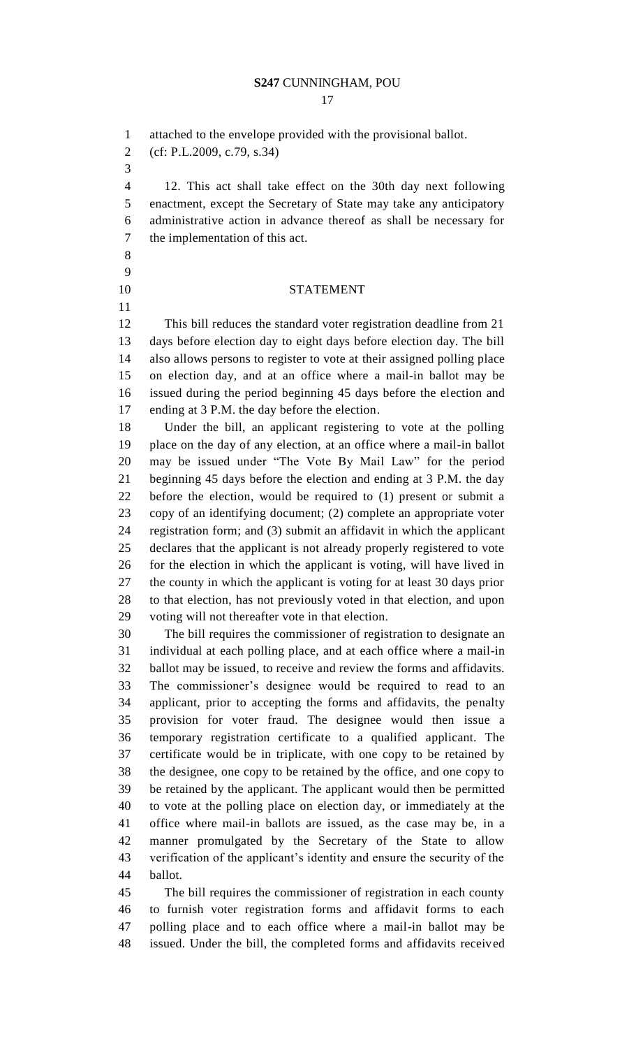attached to the envelope provided with the provisional ballot.

(cf: P.L.2009, c.79, s.34)

12. This act shall take effect on the 30th day next following enactment, except the Secretary of State may take any anticipatory administrative action in advance thereof as shall be necessary for the implementation of this act.

## STATEMENT

This bill reduces the standard voter registration deadline from 21 days before election day to eight days before election day. The bill also allows persons to register to vote at their assigned polling place on election day, and at an office where a mail-in ballot may be issued during the period beginning 45 days before the election and ending at 3 P.M. the day before the election.

Under the bill, an applicant registering to vote at the polling place on the day of any election, at an office where a mail-in ballot may be issued under "The Vote By Mail Law" for the period beginning 45 days before the election and ending at 3 P.M. the day before the election, would be required to (1) present or submit a copy of an identifying document; (2) complete an appropriate voter registration form; and (3) submit an affidavit in which the applicant declares that the applicant is not already properly registered to vote for the election in which the applicant is voting, will have lived in the county in which the applicant is voting for at least 30 days prior to that election, has not previously voted in that election, and upon voting will not thereafter vote in that election.

The bill requires the commissioner of registration to designate an individual at each polling place, and at each office where a mail-in ballot may be issued, to receive and review the forms and affidavits. The commissioner's designee would be required to read to an applicant, prior to accepting the forms and affidavits, the penalty provision for voter fraud. The designee would then issue a temporary registration certificate to a qualified applicant. The certificate would be in triplicate, with one copy to be retained by the designee, one copy to be retained by the office, and one copy to be retained by the applicant. The applicant would then be permitted to vote at the polling place on election day, or immediately at the office where mail-in ballots are issued, as the case may be, in a manner promulgated by the Secretary of the State to allow verification of the applicant's identity and ensure the security of the ballot.

The bill requires the commissioner of registration in each county to furnish voter registration forms and affidavit forms to each polling place and to each office where a mail-in ballot may be issued. Under the bill, the completed forms and affidavits received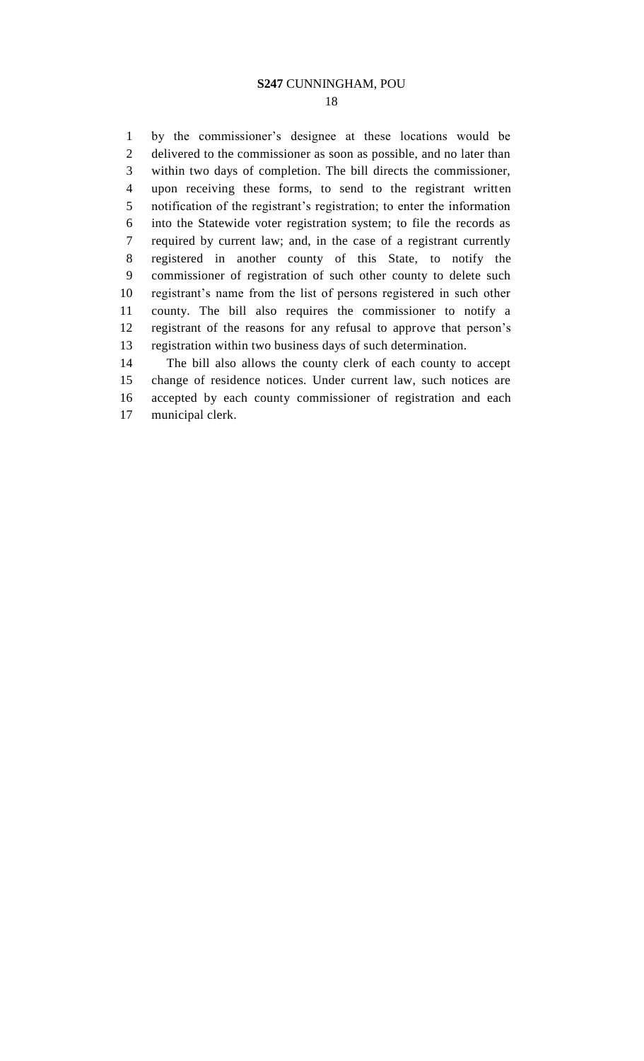by the commissioner's designee at these locations would be delivered to the commissioner as soon as possible, and no later than within two days of completion. The bill directs the commissioner, upon receiving these forms, to send to the registrant written notification of the registrant's registration; to enter the information into the Statewide voter registration system; to file the records as required by current law; and, in the case of a registrant currently registered in another county of this State, to notify the commissioner of registration of such other county to delete such registrant's name from the list of persons registered in such other county. The bill also requires the commissioner to notify a registrant of the reasons for any refusal to approve that person's registration within two business days of such determination.

The bill also allows the county clerk of each county to accept change of residence notices. Under current law, such notices are accepted by each county commissioner of registration and each municipal clerk.